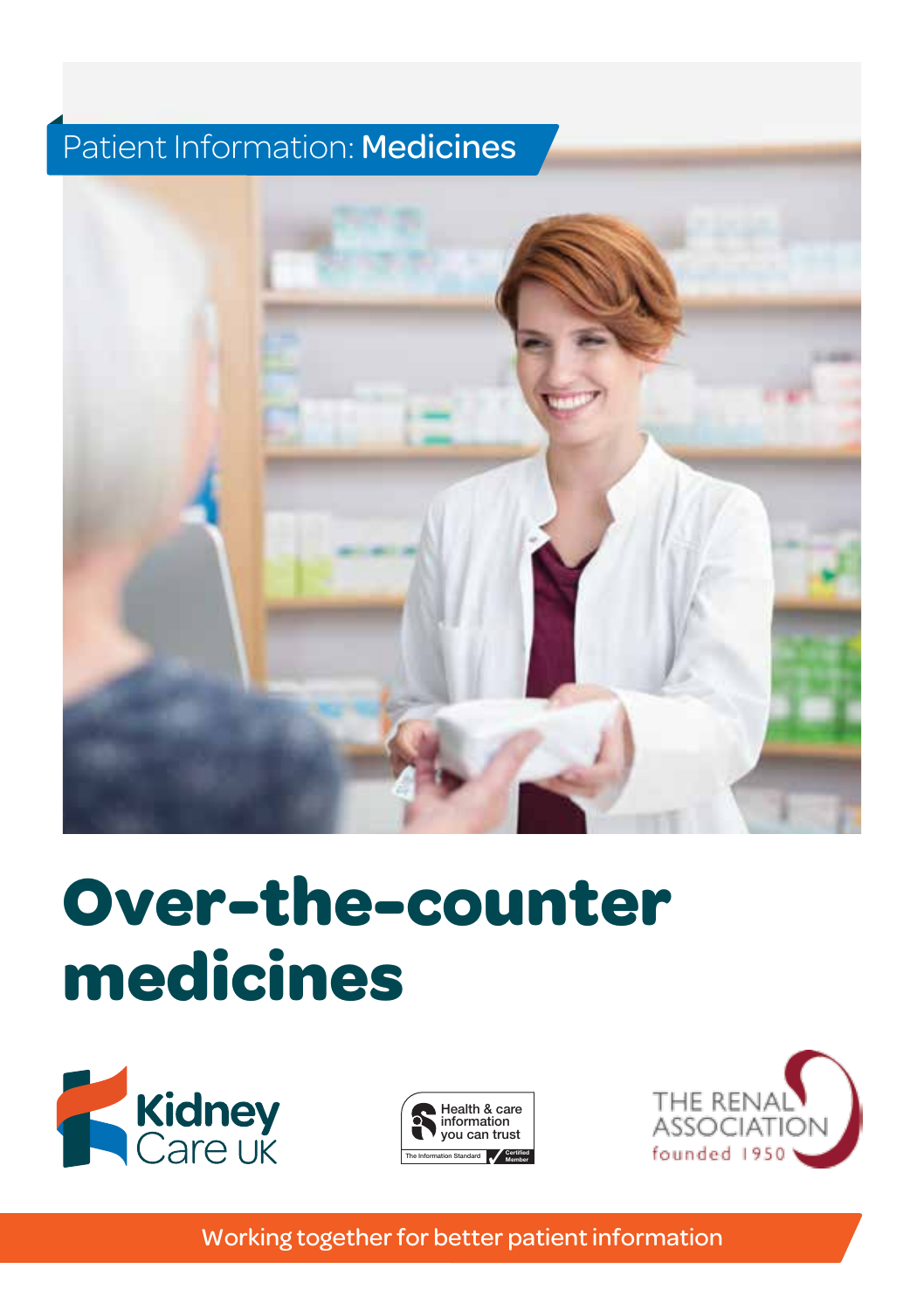Patient Information: **Medicines**

# Over-the-counter medicines

Kidney Care UK

Health & care information you can trust
The Information Standard
Certified Member

THE RENAL ASSOCIATION
founded 1950

Working together for better patient information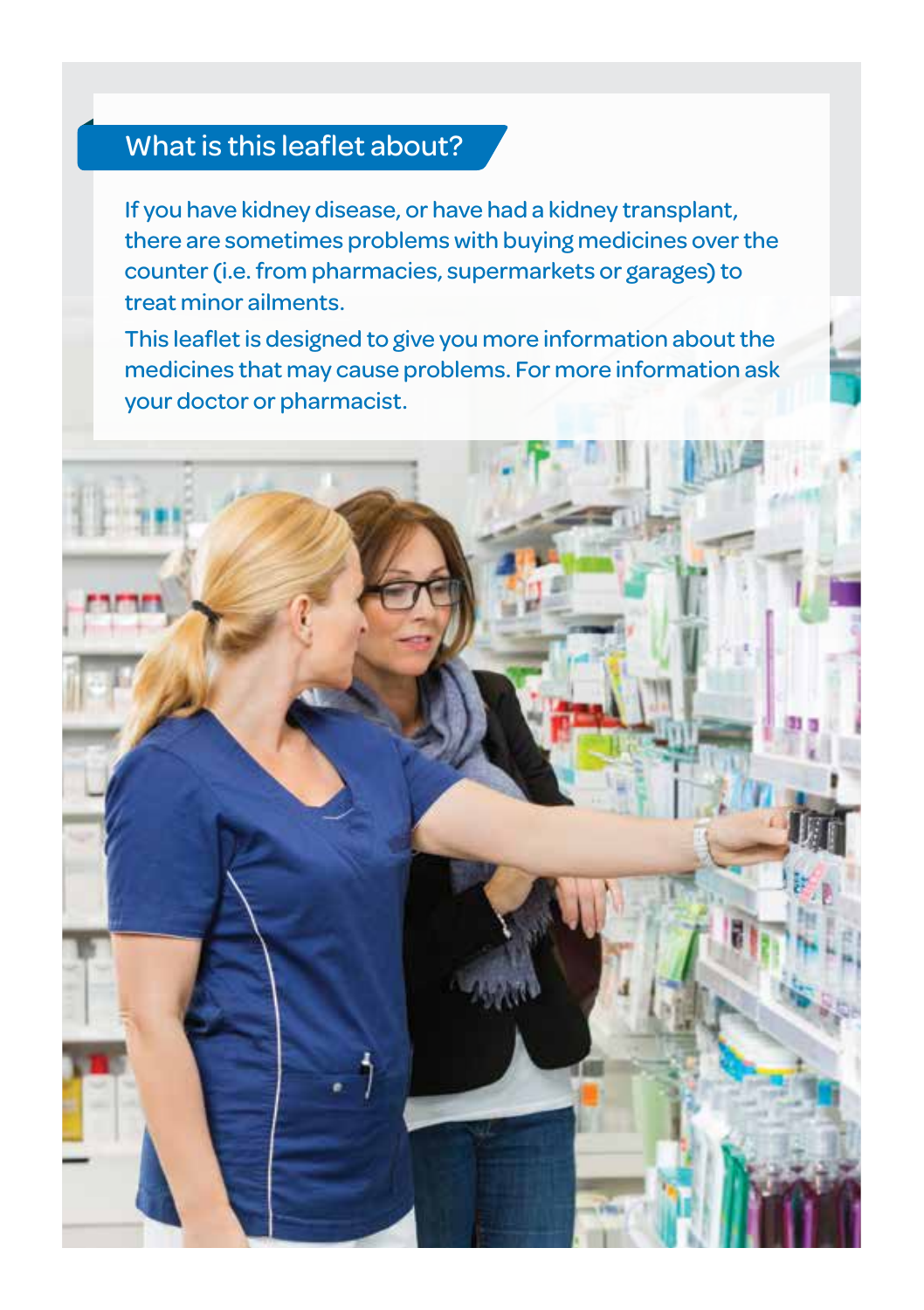## What is this leaflet about?

If you have kidney disease, or have had a kidney transplant, there are sometimes problems with buying medicines over the counter (i.e. from pharmacies, supermarkets or garages) to treat minor ailments.

This leaflet is designed to give you more information about the medicines that may cause problems. For more information ask your doctor or pharmacist.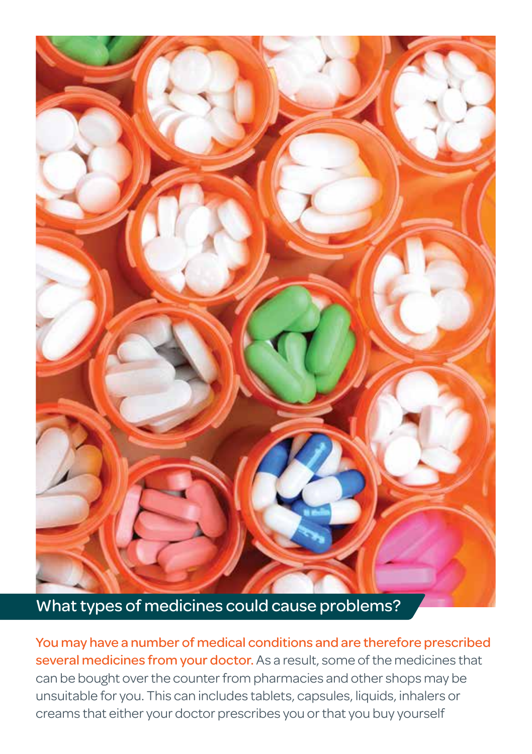## What types of medicines could cause problems?

You may have a number of medical conditions and are therefore prescribed several medicines from your doctor. As a result, some of the medicines that can be bought over the counter from pharmacies and other shops may be unsuitable for you. This can includes tablets, capsules, liquids, inhalers or creams that either your doctor prescribes you or that you buy yourself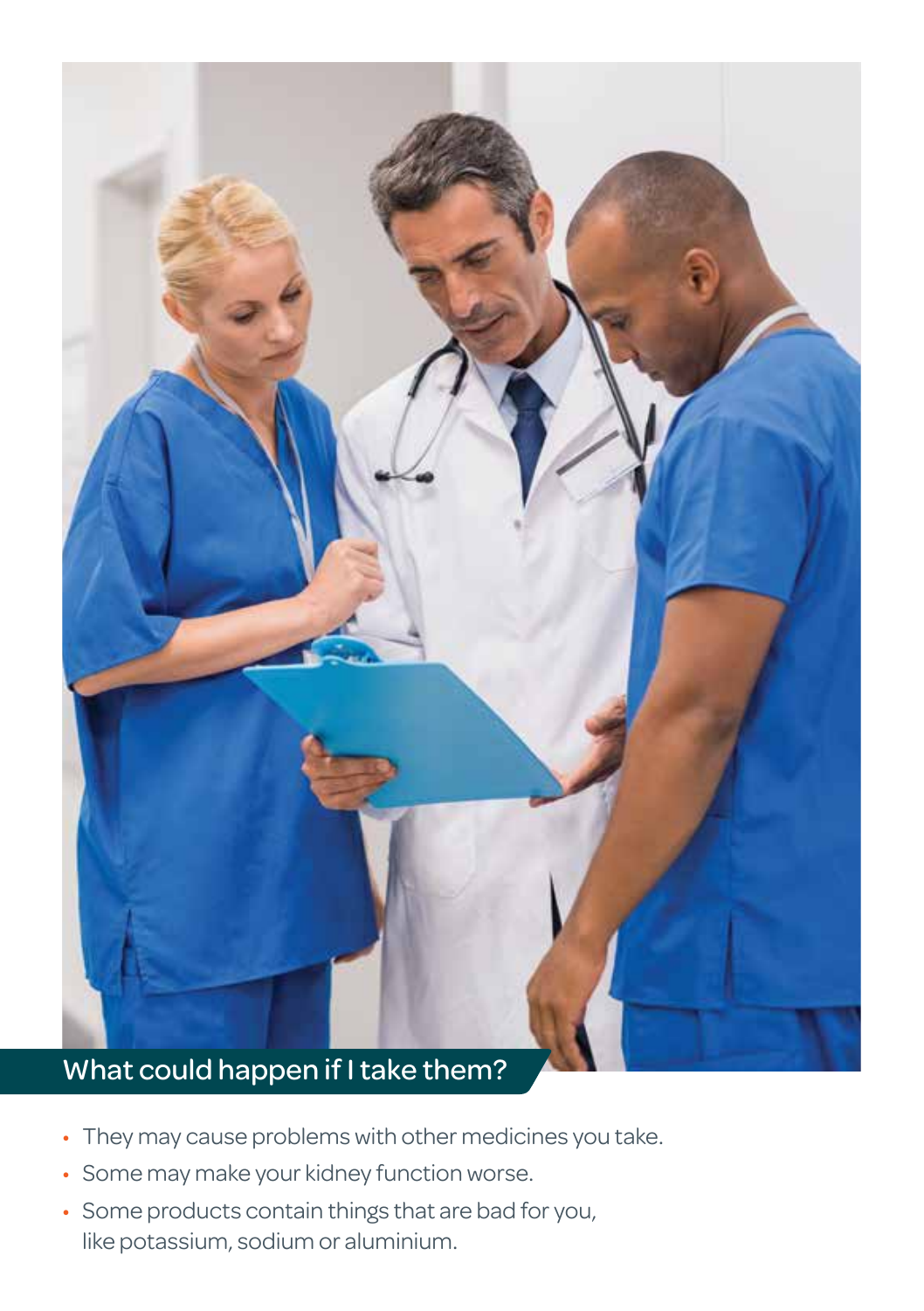## What could happen if I take them?

- They may cause problems with other medicines you take.
- Some may make your kidney function worse.
- Some products contain things that are bad for you, like potassium, sodium or aluminium.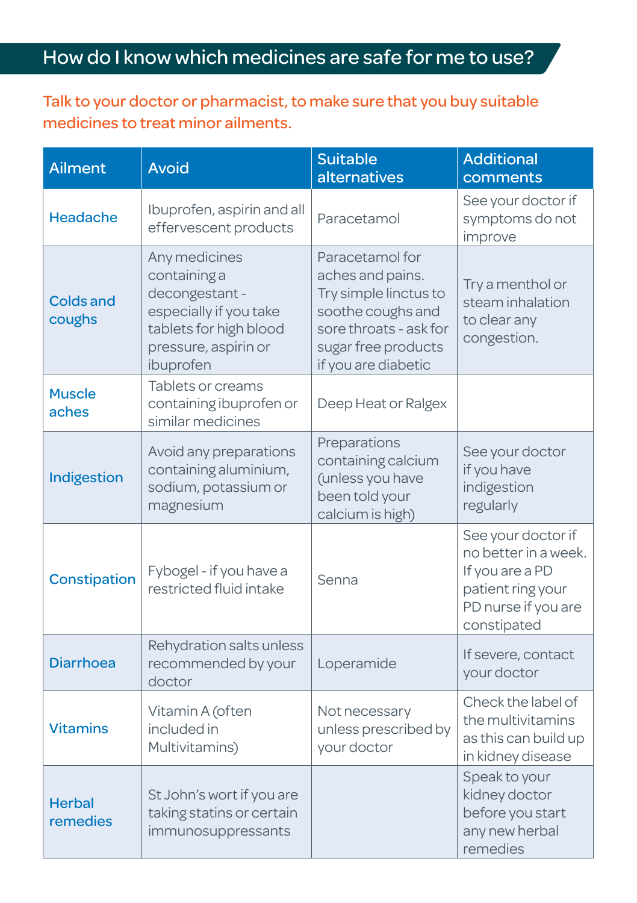## How do I know which medicines are safe for me to use?

Talk to your doctor or pharmacist, to make sure that you buy suitable medicines to treat minor ailments.

| Ailment | Avoid | Suitable alternatives | Additional comments |
|---|---|---|---|
| Headache | Ibuprofen, aspirin and all effervescent products | Paracetamol | See your doctor if symptoms do not improve |
| Colds and coughs | Any medicines containing a decongestant - especially if you take tablets for high blood pressure, aspirin or ibuprofen | Paracetamol for aches and pains. Try simple linctus to soothe coughs and sore throats - ask for sugar free products if you are diabetic | Try a menthol or steam inhalation to clear any congestion. |
| Muscle aches | Tablets or creams containing ibuprofen or similar medicines | Deep Heat or Ralgex | |
| Indigestion | Avoid any preparations containing aluminium, sodium, potassium or magnesium | Preparations containing calcium (unless you have been told your calcium is high) | See your doctor if you have indigestion regularly |
| Constipation | Fybogel - if you have a restricted fluid intake | Senna | See your doctor if no better in a week. If you are a PD patient ring your PD nurse if you are constipated |
| Diarrhoea | Rehydration salts unless recommended by your doctor | Loperamide | If severe, contact your doctor |
| Vitamins | Vitamin A (often included in Multivitamins) | Not necessary unless prescribed by your doctor | Check the label of the multivitamins as this can build up in kidney disease |
| Herbal remedies | St John's wort if you are taking statins or certain immunosuppressants | | Speak to your kidney doctor before you start any new herbal remedies |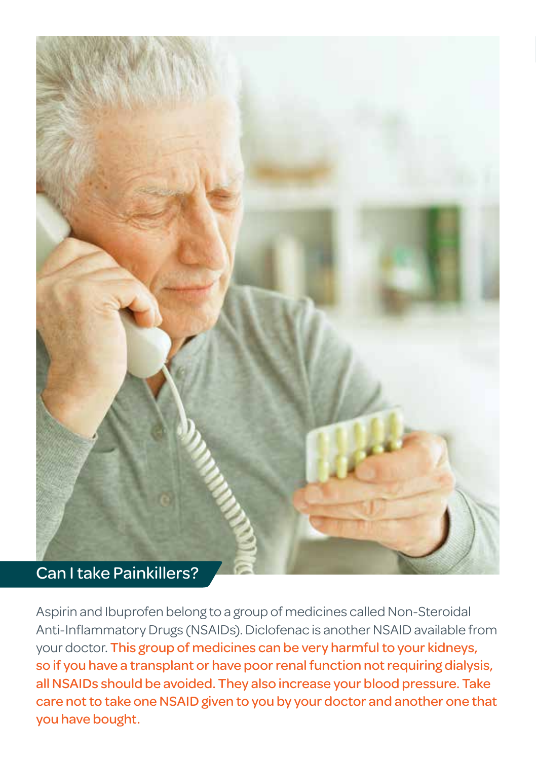## Can I take Painkillers?

Aspirin and Ibuprofen belong to a group of medicines called Non-Steroidal Anti-Inflammatory Drugs (NSAIDs). Diclofenac is another NSAID available from your doctor. This group of medicines can be very harmful to your kidneys, so if you have a transplant or have poor renal function not requiring dialysis, all NSAIDs should be avoided. They also increase your blood pressure. Take care not to take one NSAID given to you by your doctor and another one that you have bought.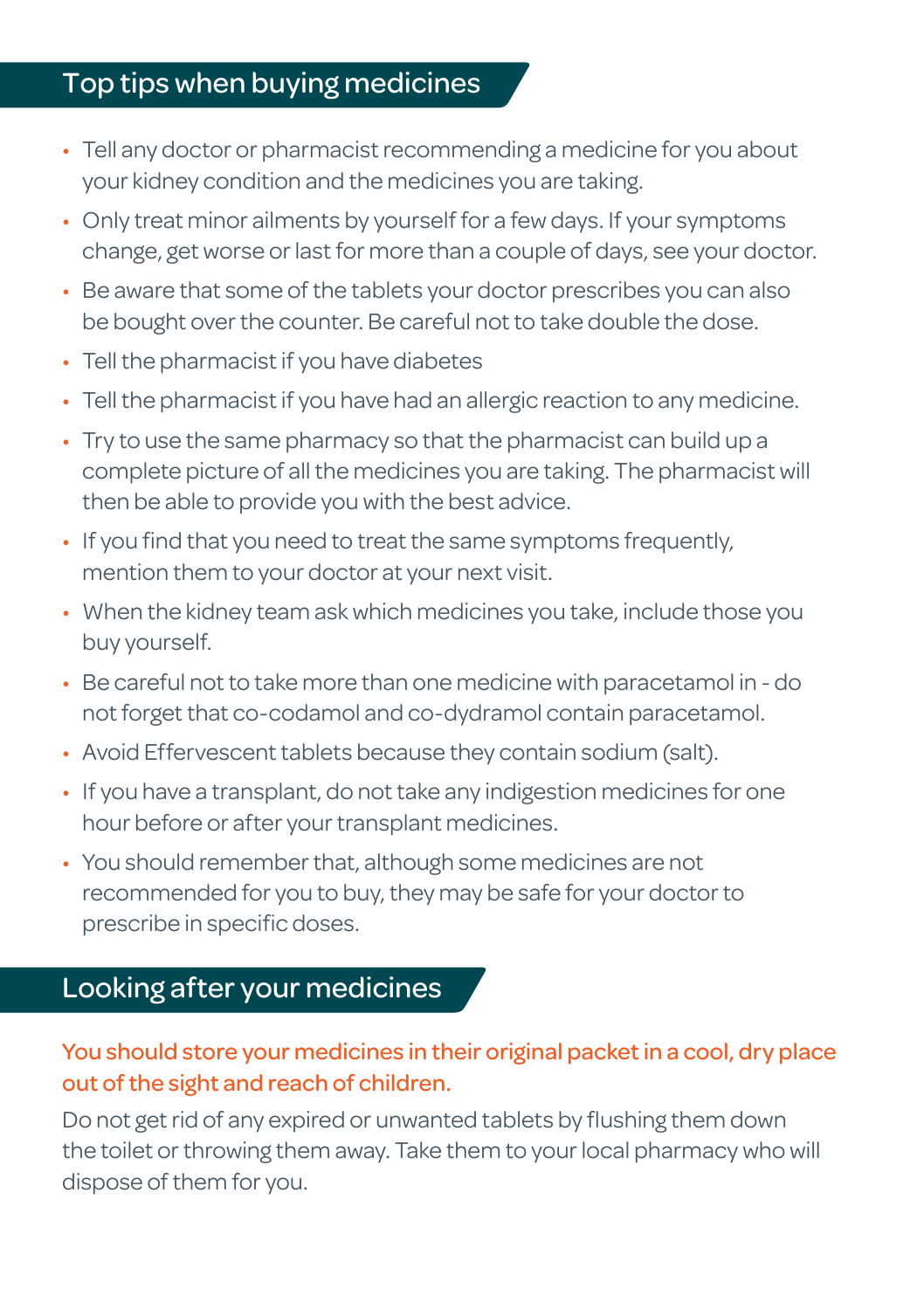## Top tips when buying medicines

- Tell any doctor or pharmacist recommending a medicine for you about your kidney condition and the medicines you are taking.
- Only treat minor ailments by yourself for a few days. If your symptoms change, get worse or last for more than a couple of days, see your doctor.
- Be aware that some of the tablets your doctor prescribes you can also be bought over the counter. Be careful not to take double the dose.
- Tell the pharmacist if you have diabetes
- Tell the pharmacist if you have had an allergic reaction to any medicine.
- Try to use the same pharmacy so that the pharmacist can build up a complete picture of all the medicines you are taking. The pharmacist will then be able to provide you with the best advice.
- If you find that you need to treat the same symptoms frequently, mention them to your doctor at your next visit.
- When the kidney team ask which medicines you take, include those you buy yourself.
- Be careful not to take more than one medicine with paracetamol in - do not forget that co-codamol and co-dydramol contain paracetamol.
- Avoid Effervescent tablets because they contain sodium (salt).
- If you have a transplant, do not take any indigestion medicines for one hour before or after your transplant medicines.
- You should remember that, although some medicines are not recommended for you to buy, they may be safe for your doctor to prescribe in specific doses.

## Looking after your medicines

**You should store your medicines in their original packet in a cool, dry place out of the sight and reach of children.**

Do not get rid of any expired or unwanted tablets by flushing them down the toilet or throwing them away. Take them to your local pharmacy who will dispose of them for you.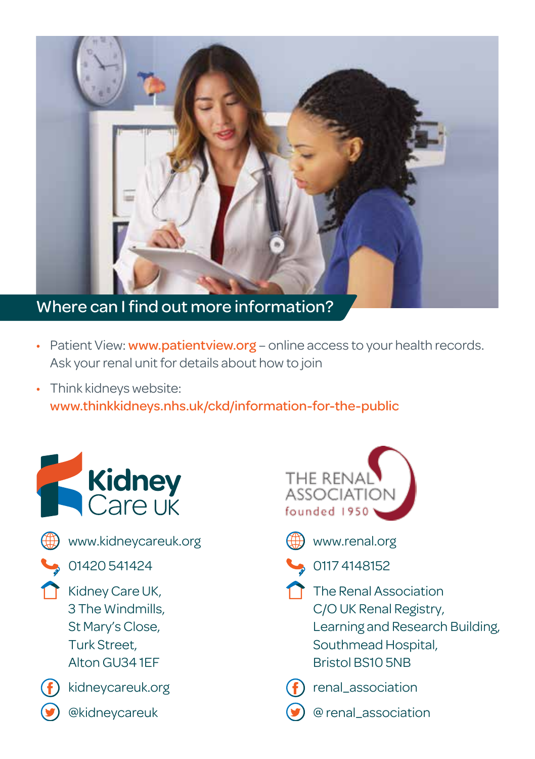## Where can I find out more information?

- Patient View: www.patientview.org – online access to your health records. Ask your renal unit for details about how to join
- Think kidneys website: www.thinkkidneys.nhs.uk/ckd/information-for-the-public

**Kidney Care UK**

www.kidneycareuk.org

01420 541424

Kidney Care UK,
3 The Windmills,
St Mary's Close,
Turk Street,
Alton GU34 1EF

kidneycareuk.org

@kidneycareuk

**THE RENAL ASSOCIATION**
founded 1950

www.renal.org

0117 4148152

The Renal Association
C/O UK Renal Registry,
Learning and Research Building,
Southmead Hospital,
Bristol BS10 5NB

renal_association

@ renal_association